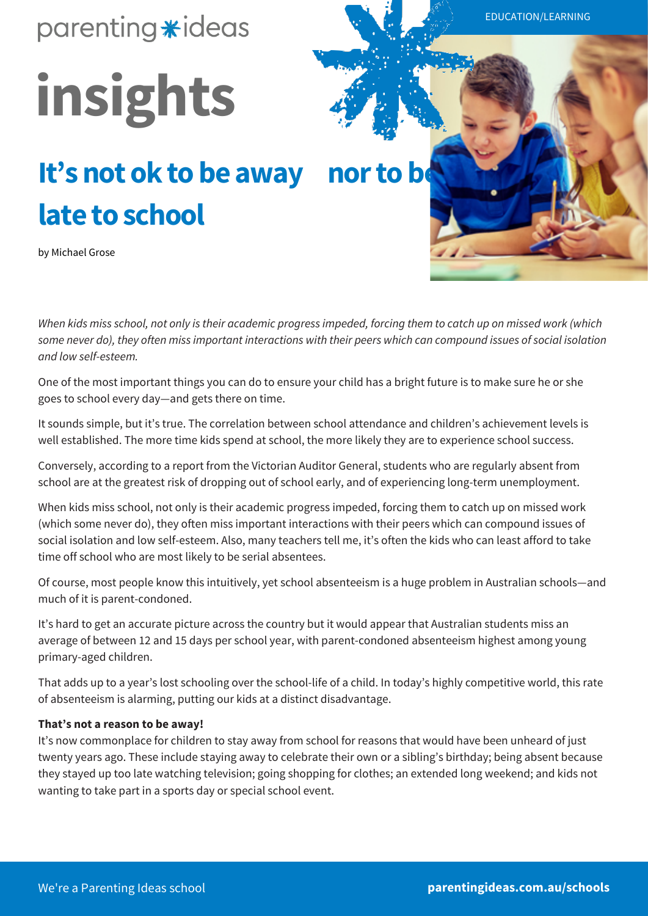parenting✱ideas

# insights

## It's not ok to be away nor to be late to school

by Michael Grose

EDUCATION/LEARNING

*When kids miss school, not only is their academic progress impeded, forcing them to catch up on missed work (which some never do), they often miss important interactions with their peers which can compound issues of social isolation and low self-esteem.*

One of the most important things you can do to ensure your child has a bright future is to make sure he or she goes to school every day—and gets there on time.

It sounds simple, but it's true. The correlation between school attendance and children's achievement levels is well established. The more time kids spend at school, the more likely they are to experience school success.

Conversely, according to a report from the Victorian Auditor General, students who are regularly absent from school are at the greatest risk of dropping out of school early, and of experiencing long-term unemployment.

When kids miss school, not only is their academic progress impeded, forcing them to catch up on missed work (which some never do), they often miss important interactions with their peers which can compound issues of social isolation and low self-esteem. Also, many teachers tell me, it's often the kids who can least afford to take time off school who are most likely to be serial absentees.

Of course, most people know this intuitively, yet school absenteeism is a huge problem in Australian schools—and much of it is parent-condoned.

It's hard to get an accurate picture across the country but it would appear that Australian students miss an average of between 12 and 15 days per school year, with parent-condoned absenteeism highest among young primary-aged children.

That adds up to a year's lost schooling over the school-life of a child. In today's highly competitive world, this rate of absenteeism is alarming, putting our kids at a distinct disadvantage.

**That's not a reason to be away!**

It's now commonplace for children to stay away from school for reasons that would have been unheard of just twenty years ago. These include staying away to celebrate their own or a sibling's birthday; being absent because they stayed up too late watching television; going shopping for clothes; an extended long weekend; and kids not wanting to take part in a sports day or special school event.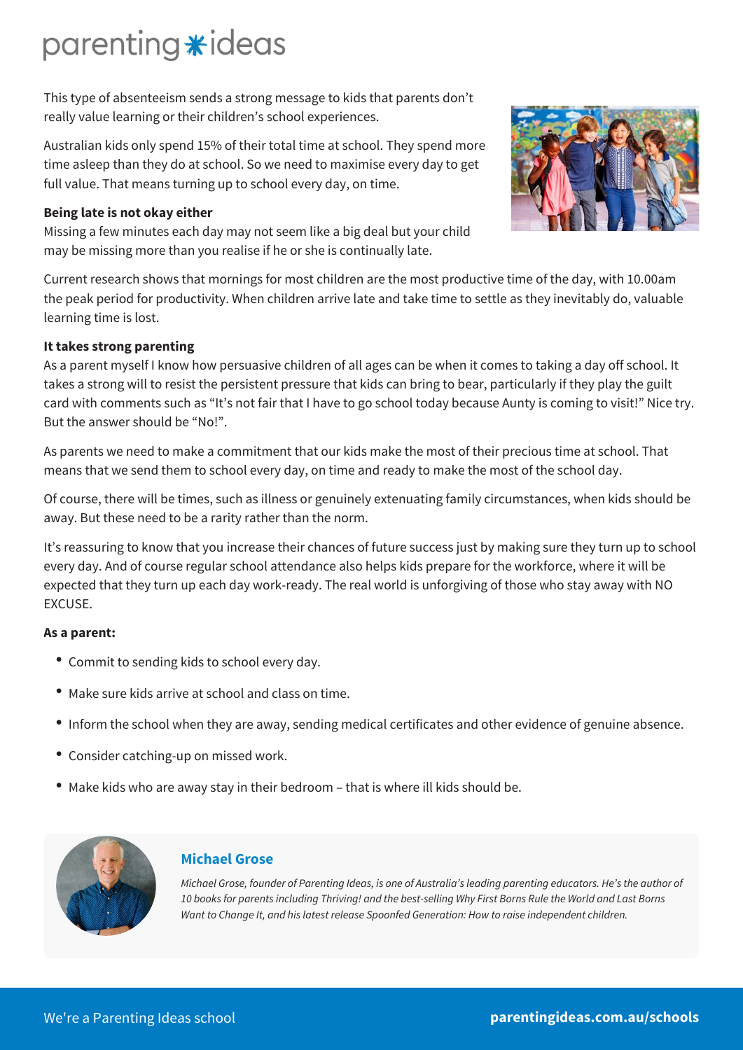This type of absenteeism sends a strong message to kids that parents don't really value learning or their children's school experiences.

Australian kids only spend 15% of their total time at school. They spend more time asleep than they do at school. So we need to maximise every day to get full value. That means turning up to school every day, on time.

**Being late is not okay either**

Missing a few minutes each day may not seem like a big deal but your child may be missing more than you realise if he or she is continually late.

Current research shows that mornings for most children are the most productive time of the day, with 10.00am the peak period for productivity. When children arrive late and take time to settle as they inevitably do, valuable learning time is lost.

**It takes strong parenting**

As a parent myself I know how persuasive children of all ages can be when it comes to taking a day off school. It takes a strong will to resist the persistent pressure that kids can bring to bear, particularly if they play the guilt card with comments such as "It's not fair that I have to go school today because Aunty is coming to visit!" Nice try. But the answer should be "No!".

As parents we need to make a commitment that our kids make the most of their precious time at school. That means that we send them to school every day, on time and ready to make the most of the school day.

Of course, there will be times, such as illness or genuinely extenuating family circumstances, when kids should be away. But these need to be a rarity rather than the norm.

It's reassuring to know that you increase their chances of future success just by making sure they turn up to school every day. And of course regular school attendance also helps kids prepare for the workforce, where it will be expected that they turn up each day work-ready. The real world is unforgiving of those who stay away with NO EXCUSE.

**As a parent:**

- Commit to sending kids to school every day.
- Make sure kids arrive at school and class on time.
- Inform the school when they are away, sending medical certificates and other evidence of genuine absence.
- Consider catching-up on missed work.
- Make kids who are away stay in their bedroom – that is where ill kids should be.

**Michael Grose**

*Michael Grose, founder of Parenting Ideas, is one of Australia's leading parenting educators. He's the author of 10 books for parents including Thriving! and the best-selling Why First Borns Rule the World and Last Borns Want to Change It, and his latest release Spoonfed Generation: How to raise independent children.*

We're a Parenting Ideas school

**parentingideas.com.au/schools**